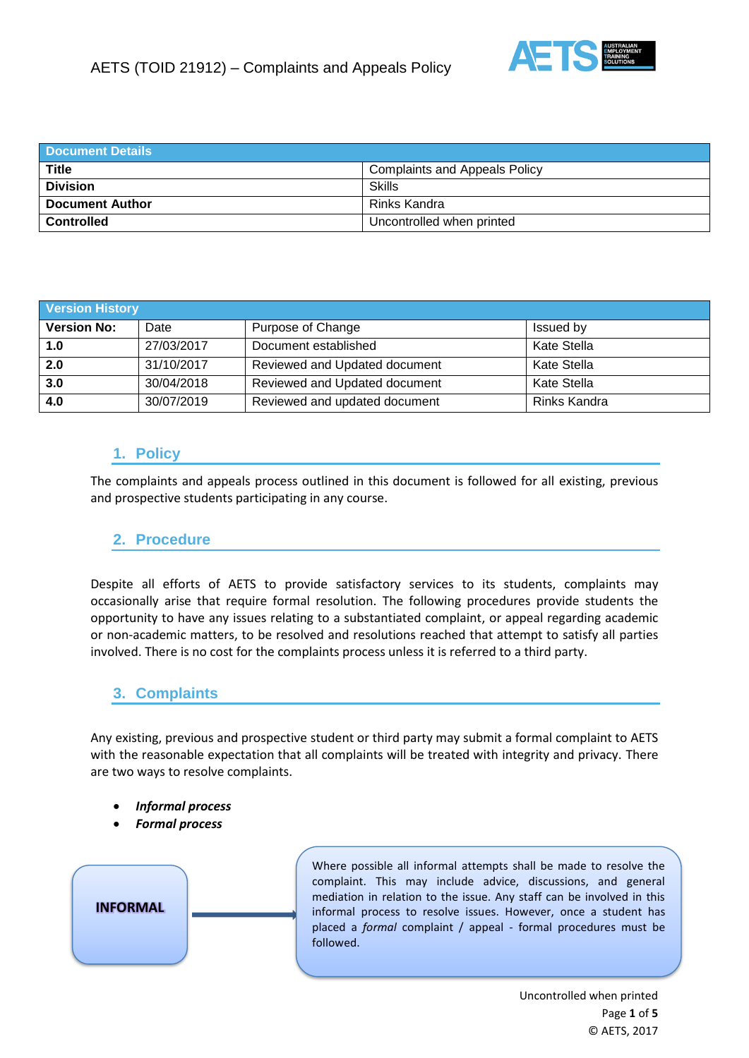# AETS (TOID 21912) – Complaints and Appeals Policy

| Document Details | |
|---|---|
| **Title** | Complaints and Appeals Policy |
| **Division** | Skills |
| **Document Author** | Rinks Kandra |
| **Controlled** | Uncontrolled when printed |

| Version History | | | |
|---|---|---|---|
| **Version No:** | Date | Purpose of Change | Issued by |
| **1.0** | 27/03/2017 | Document established | Kate Stella |
| **2.0** | 31/10/2017 | Reviewed and Updated document | Kate Stella |
| **3.0** | 30/04/2018 | Reviewed and Updated document | Kate Stella |
| **4.0** | 30/07/2019 | Reviewed and updated document | Rinks Kandra |

## 1. Policy

The complaints and appeals process outlined in this document is followed for all existing, previous and prospective students participating in any course.

## 2. Procedure

Despite all efforts of AETS to provide satisfactory services to its students, complaints may occasionally arise that require formal resolution. The following procedures provide students the opportunity to have any issues relating to a substantiated complaint, or appeal regarding academic or non-academic matters, to be resolved and resolutions reached that attempt to satisfy all parties involved. There is no cost for the complaints process unless it is referred to a third party.

## 3. Complaints

Any existing, previous and prospective student or third party may submit a formal complaint to AETS with the reasonable expectation that all complaints will be treated with integrity and privacy. There are two ways to resolve complaints.

- ***Informal process***
- ***Formal process***

**INFORMAL** → Where possible all informal attempts shall be made to resolve the complaint. This may include advice, discussions, and general mediation in relation to the issue. Any staff can be involved in this informal process to resolve issues. However, once a student has placed a *formal* complaint / appeal - formal procedures must be followed.

Uncontrolled when printed

© AETS, 2017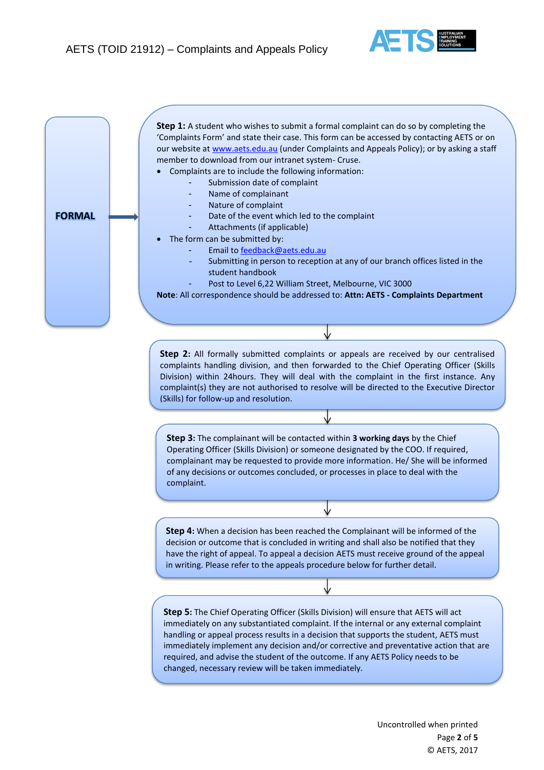**FORMAL**

**Step 1:** A student who wishes to submit a formal complaint can do so by completing the 'Complaints Form' and state their case. This form can be accessed by contacting AETS or on our website at www.aets.edu.au (under Complaints and Appeals Policy); or by asking a staff member to download from our intranet system- Cruse.

- Complaints are to include the following information:
  - Submission date of complaint
  - Name of complainant
  - Nature of complaint
  - Date of the event which led to the complaint
  - Attachments (if applicable)
- The form can be submitted by:
  - Email to feedback@aets.edu.au
  - Submitting in person to reception at any of our branch offices listed in the student handbook
  - Post to Level 6,22 William Street, Melbourne, VIC 3000

**Note**: All correspondence should be addressed to: **Attn: AETS - Complaints Department**

**Step 2:** All formally submitted complaints or appeals are received by our centralised complaints handling division, and then forwarded to the Chief Operating Officer (Skills Division) within 24hours. They will deal with the complaint in the first instance. Any complaint(s) they are not authorised to resolve will be directed to the Executive Director (Skills) for follow-up and resolution.

**Step 3:** The complainant will be contacted within **3 working days** by the Chief Operating Officer (Skills Division) or someone designated by the COO. If required, complainant may be requested to provide more information. He/ She will be informed of any decisions or outcomes concluded, or processes in place to deal with the complaint.

**Step 4:** When a decision has been reached the Complainant will be informed of the decision or outcome that is concluded in writing and shall also be notified that they have the right of appeal. To appeal a decision AETS must receive ground of the appeal in writing. Please refer to the appeals procedure below for further detail.

**Step 5:** The Chief Operating Officer (Skills Division) will ensure that AETS will act immediately on any substantiated complaint. If the internal or any external complaint handling or appeal process results in a decision that supports the student, AETS must immediately implement any decision and/or corrective and preventative action that are required, and advise the student of the outcome. If any AETS Policy needs to be changed, necessary review will be taken immediately.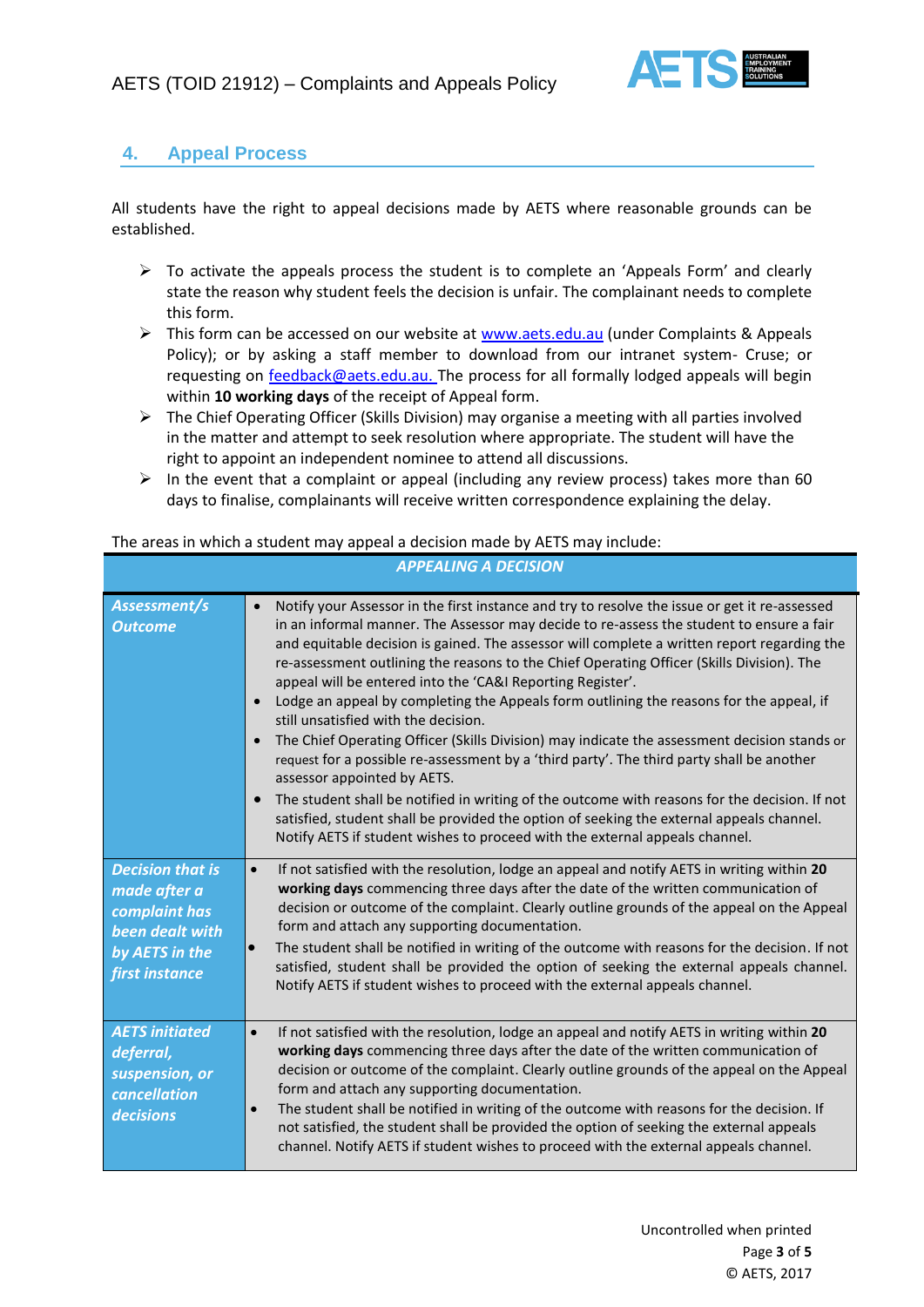## 4. Appeal Process

All students have the right to appeal decisions made by AETS where reasonable grounds can be established.

- To activate the appeals process the student is to complete an 'Appeals Form' and clearly state the reason why student feels the decision is unfair. The complainant needs to complete this form.
- This form can be accessed on our website at [www.aets.edu.au](http://www.aets.edu.au) (under Complaints & Appeals Policy); or by asking a staff member to download from our intranet system- Cruse; or requesting on [feedback@aets.edu.au.](mailto:feedback@aets.edu.au) The process for all formally lodged appeals will begin within **10 working days** of the receipt of Appeal form.
- The Chief Operating Officer (Skills Division) may organise a meeting with all parties involved in the matter and attempt to seek resolution where appropriate. The student will have the right to appoint an independent nominee to attend all discussions.
- In the event that a complaint or appeal (including any review process) takes more than 60 days to finalise, complainants will receive written correspondence explaining the delay.

The areas in which a student may appeal a decision made by AETS may include:

| ***APPEALING A DECISION*** | |
|---|---|
| ***Assessment/s Outcome*** | • Notify your Assessor in the first instance and try to resolve the issue or get it re-assessed in an informal manner. The Assessor may decide to re-assess the student to ensure a fair and equitable decision is gained. The assessor will complete a written report regarding the re-assessment outlining the reasons to the Chief Operating Officer (Skills Division). The appeal will be entered into the 'CA&I Reporting Register'.<br>• Lodge an appeal by completing the Appeals form outlining the reasons for the appeal, if still unsatisfied with the decision.<br>• The Chief Operating Officer (Skills Division) may indicate the assessment decision stands or request for a possible re-assessment by a 'third party'. The third party shall be another assessor appointed by AETS.<br>• The student shall be notified in writing of the outcome with reasons for the decision. If not satisfied, student shall be provided the option of seeking the external appeals channel. Notify AETS if student wishes to proceed with the external appeals channel. |
| ***Decision that is made after a complaint has been dealt with by AETS in the first instance*** | • If not satisfied with the resolution, lodge an appeal and notify AETS in writing within **20 working days** commencing three days after the date of the written communication of decision or outcome of the complaint. Clearly outline grounds of the appeal on the Appeal form and attach any supporting documentation.<br>• The student shall be notified in writing of the outcome with reasons for the decision. If not satisfied, student shall be provided the option of seeking the external appeals channel. Notify AETS if student wishes to proceed with the external appeals channel. |
| ***AETS initiated deferral, suspension, or cancellation decisions*** | • If not satisfied with the resolution, lodge an appeal and notify AETS in writing within **20 working days** commencing three days after the date of the written communication of decision or outcome of the complaint. Clearly outline grounds of the appeal on the Appeal form and attach any supporting documentation.<br>• The student shall be notified in writing of the outcome with reasons for the decision. If not satisfied, the student shall be provided the option of seeking the external appeals channel. Notify AETS if student wishes to proceed with the external appeals channel. |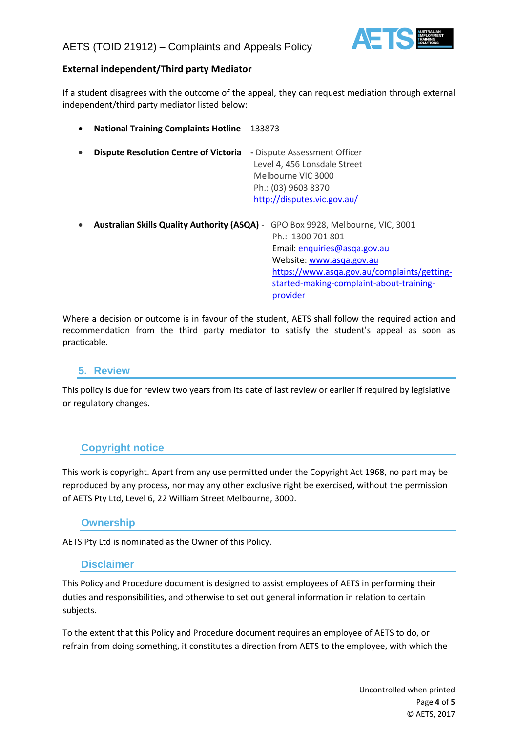**External independent/Third party Mediator**

If a student disagrees with the outcome of the appeal, they can request mediation through external independent/third party mediator listed below:

- **National Training Complaints Hotline** - 133873
- **Dispute Resolution Centre of Victoria** - Dispute Assessment Officer
  Level 4, 456 Lonsdale Street
  Melbourne VIC 3000
  Ph.: (03) 9603 8370
  http://disputes.vic.gov.au/
- **Australian Skills Quality Authority (ASQA)** - GPO Box 9928, Melbourne, VIC, 3001
  Ph.: 1300 701 801
  Email: enquiries@asqa.gov.au
  Website: www.asqa.gov.au
  https://www.asqa.gov.au/complaints/getting-started-making-complaint-about-training-provider

Where a decision or outcome is in favour of the student, AETS shall follow the required action and recommendation from the third party mediator to satisfy the student's appeal as soon as practicable.

## 5. Review

This policy is due for review two years from its date of last review or earlier if required by legislative or regulatory changes.

## Copyright notice

This work is copyright. Apart from any use permitted under the Copyright Act 1968, no part may be reproduced by any process, nor may any other exclusive right be exercised, without the permission of AETS Pty Ltd, Level 6, 22 William Street Melbourne, 3000.

## Ownership

AETS Pty Ltd is nominated as the Owner of this Policy.

## Disclaimer

This Policy and Procedure document is designed to assist employees of AETS in performing their duties and responsibilities, and otherwise to set out general information in relation to certain subjects.

To the extent that this Policy and Procedure document requires an employee of AETS to do, or refrain from doing something, it constitutes a direction from AETS to the employee, with which the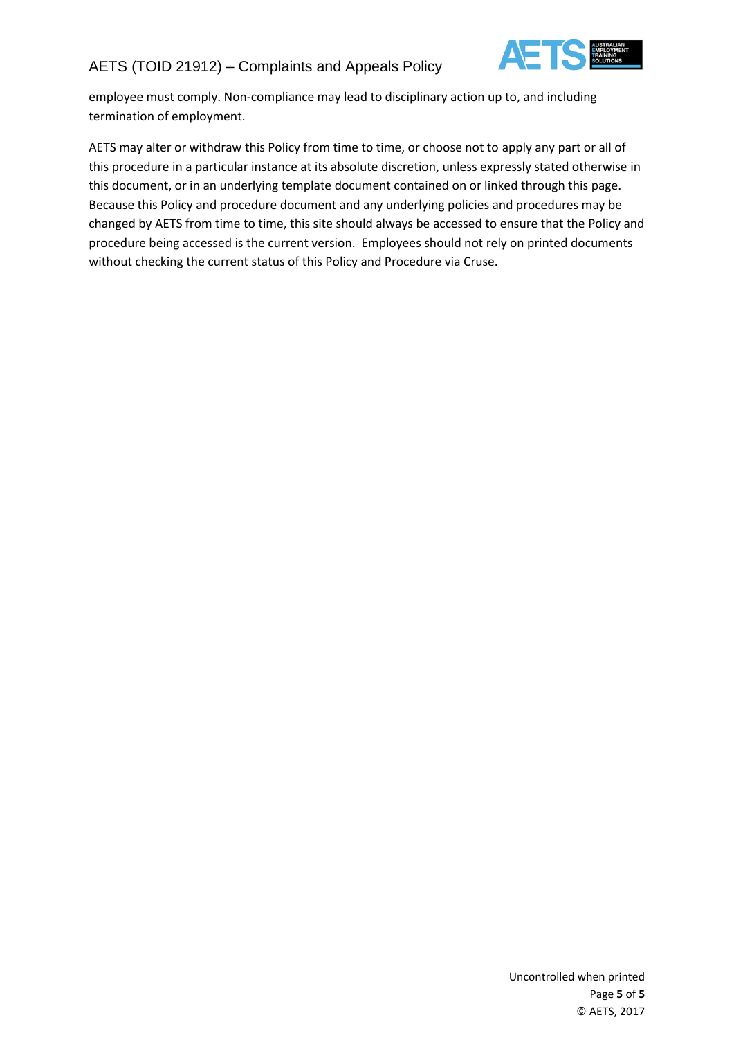employee must comply. Non-compliance may lead to disciplinary action up to, and including termination of employment.

AETS may alter or withdraw this Policy from time to time, or choose not to apply any part or all of this procedure in a particular instance at its absolute discretion, unless expressly stated otherwise in this document, or in an underlying template document contained on or linked through this page. Because this Policy and procedure document and any underlying policies and procedures may be changed by AETS from time to time, this site should always be accessed to ensure that the Policy and procedure being accessed is the current version. Employees should not rely on printed documents without checking the current status of this Policy and Procedure via Cruse.